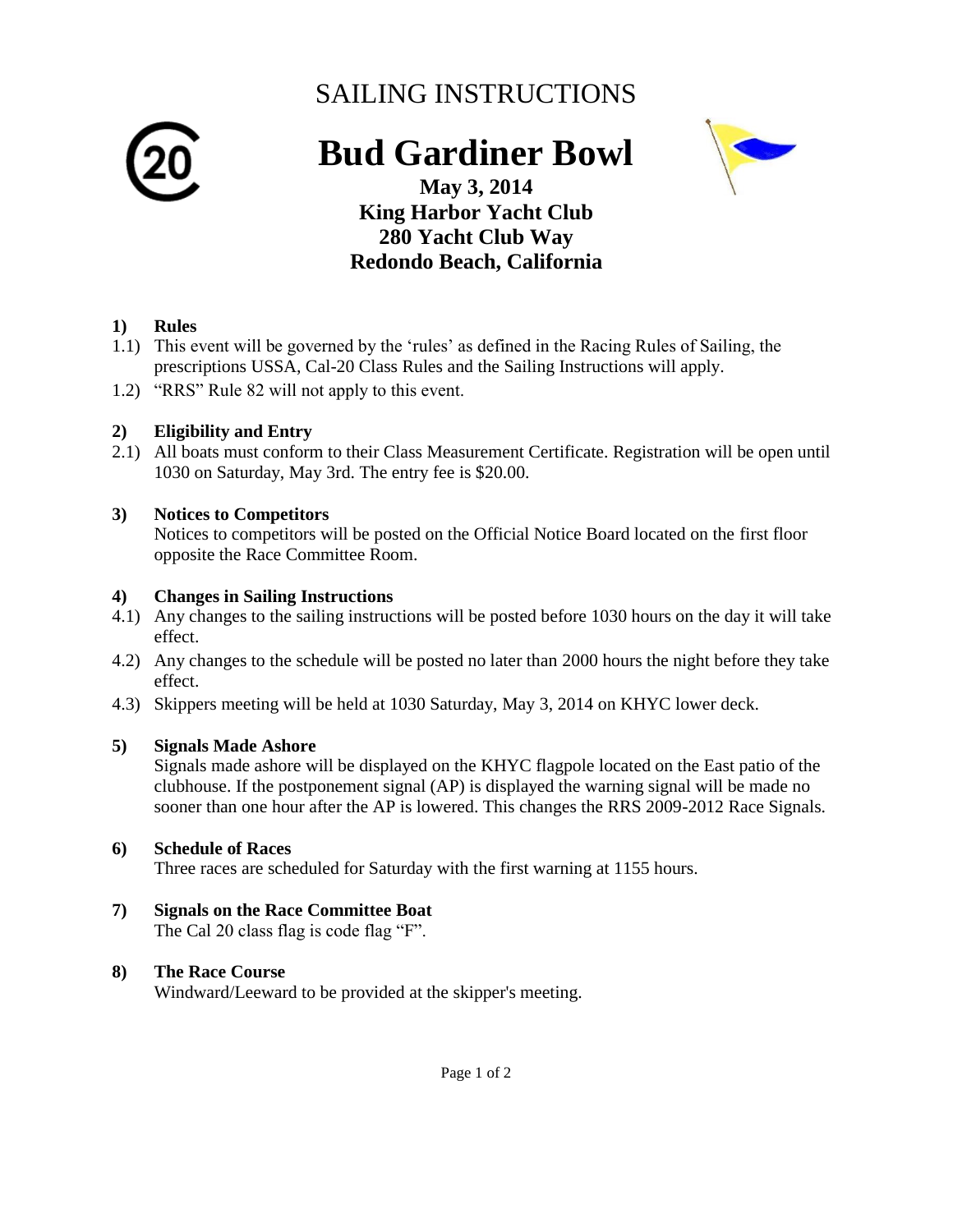# SAILING INSTRUCTIONS

# Bud Gardiner Bowl

**May 3, 2014**
**King Harbor Yacht Club**
**280 Yacht Club Way**
**Redondo Beach, California**

**1) Rules**

1.1) This event will be governed by the 'rules' as defined in the Racing Rules of Sailing, the prescriptions USSA, Cal-20 Class Rules and the Sailing Instructions will apply.

1.2) "RRS" Rule 82 will not apply to this event.

**2) Eligibility and Entry**

2.1) All boats must conform to their Class Measurement Certificate. Registration will be open until 1030 on Saturday, May 3rd. The entry fee is $20.00.

**3) Notices to Competitors**

Notices to competitors will be posted on the Official Notice Board located on the first floor opposite the Race Committee Room.

**4) Changes in Sailing Instructions**

4.1) Any changes to the sailing instructions will be posted before 1030 hours on the day it will take effect.

4.2) Any changes to the schedule will be posted no later than 2000 hours the night before they take effect.

4.3) Skippers meeting will be held at 1030 Saturday, May 3, 2014 on KHYC lower deck.

**5) Signals Made Ashore**

Signals made ashore will be displayed on the KHYC flagpole located on the East patio of the clubhouse. If the postponement signal (AP) is displayed the warning signal will be made no sooner than one hour after the AP is lowered. This changes the RRS 2009-2012 Race Signals.

**6) Schedule of Races**

Three races are scheduled for Saturday with the first warning at 1155 hours.

**7) Signals on the Race Committee Boat**

The Cal 20 class flag is code flag "F".

**8) The Race Course**

Windward/Leeward to be provided at the skipper's meeting.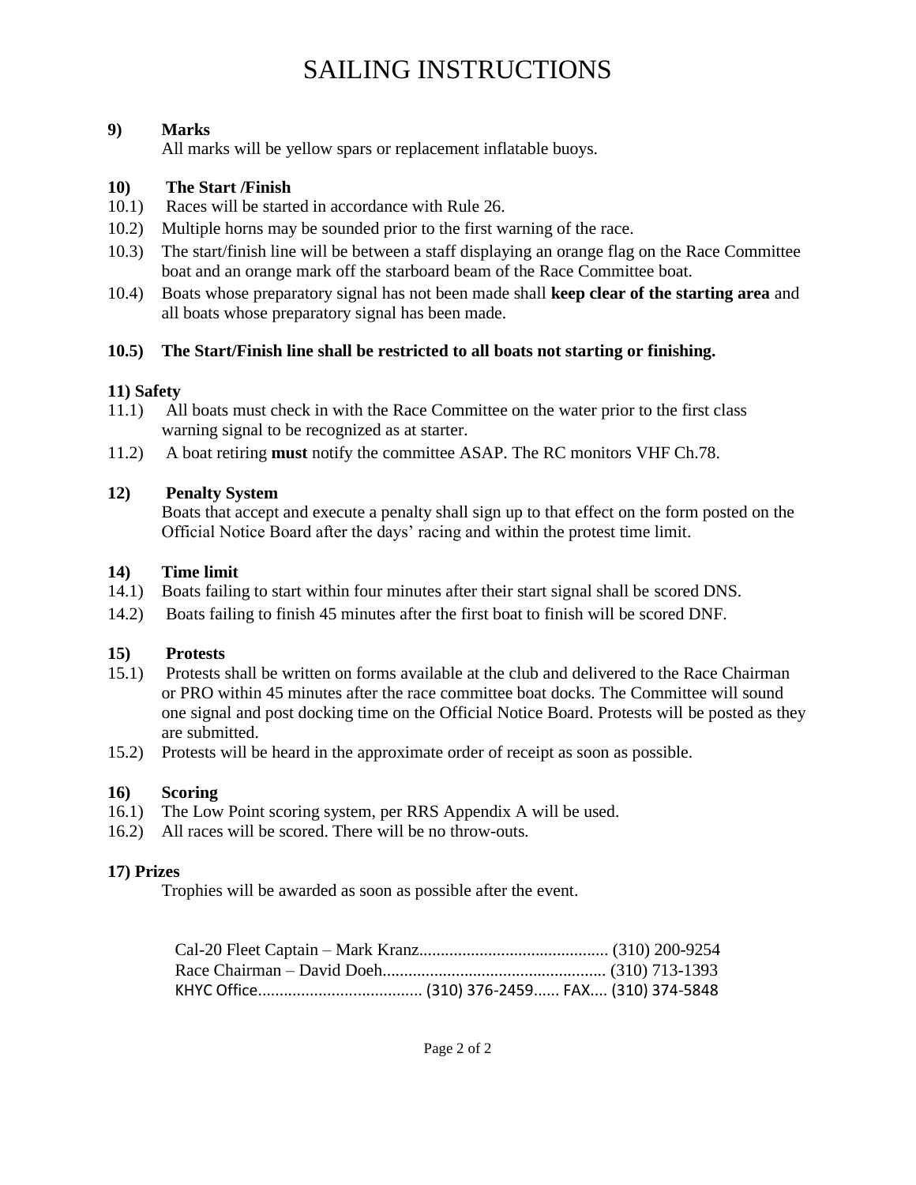# SAILING INSTRUCTIONS

**9) Marks**

All marks will be yellow spars or replacement inflatable buoys.

**10) The Start /Finish**

10.1) Races will be started in accordance with Rule 26.

10.2) Multiple horns may be sounded prior to the first warning of the race.

10.3) The start/finish line will be between a staff displaying an orange flag on the Race Committee boat and an orange mark off the starboard beam of the Race Committee boat.

10.4) Boats whose preparatory signal has not been made shall **keep clear of the starting area** and all boats whose preparatory signal has been made.

**10.5) The Start/Finish line shall be restricted to all boats not starting or finishing.**

**11) Safety**

11.1) All boats must check in with the Race Committee on the water prior to the first class warning signal to be recognized as at starter.

11.2) A boat retiring **must** notify the committee ASAP. The RC monitors VHF Ch.78.

**12) Penalty System**

Boats that accept and execute a penalty shall sign up to that effect on the form posted on the Official Notice Board after the days' racing and within the protest time limit.

**14) Time limit**

14.1) Boats failing to start within four minutes after their start signal shall be scored DNS.

14.2) Boats failing to finish 45 minutes after the first boat to finish will be scored DNF.

**15) Protests**

15.1) Protests shall be written on forms available at the club and delivered to the Race Chairman or PRO within 45 minutes after the race committee boat docks. The Committee will sound one signal and post docking time on the Official Notice Board. Protests will be posted as they are submitted.

15.2) Protests will be heard in the approximate order of receipt as soon as possible.

**16) Scoring**

16.1) The Low Point scoring system, per RRS Appendix A will be used.

16.2) All races will be scored. There will be no throw-outs.

**17) Prizes**

Trophies will be awarded as soon as possible after the event.

Cal-20 Fleet Captain – Mark Kranz............................................ (310) 200-9254
Race Chairman – David Doeh.................................................... (310) 713-1393
KHYC Office...................................... (310) 376-2459...... FAX.... (310) 374-5848